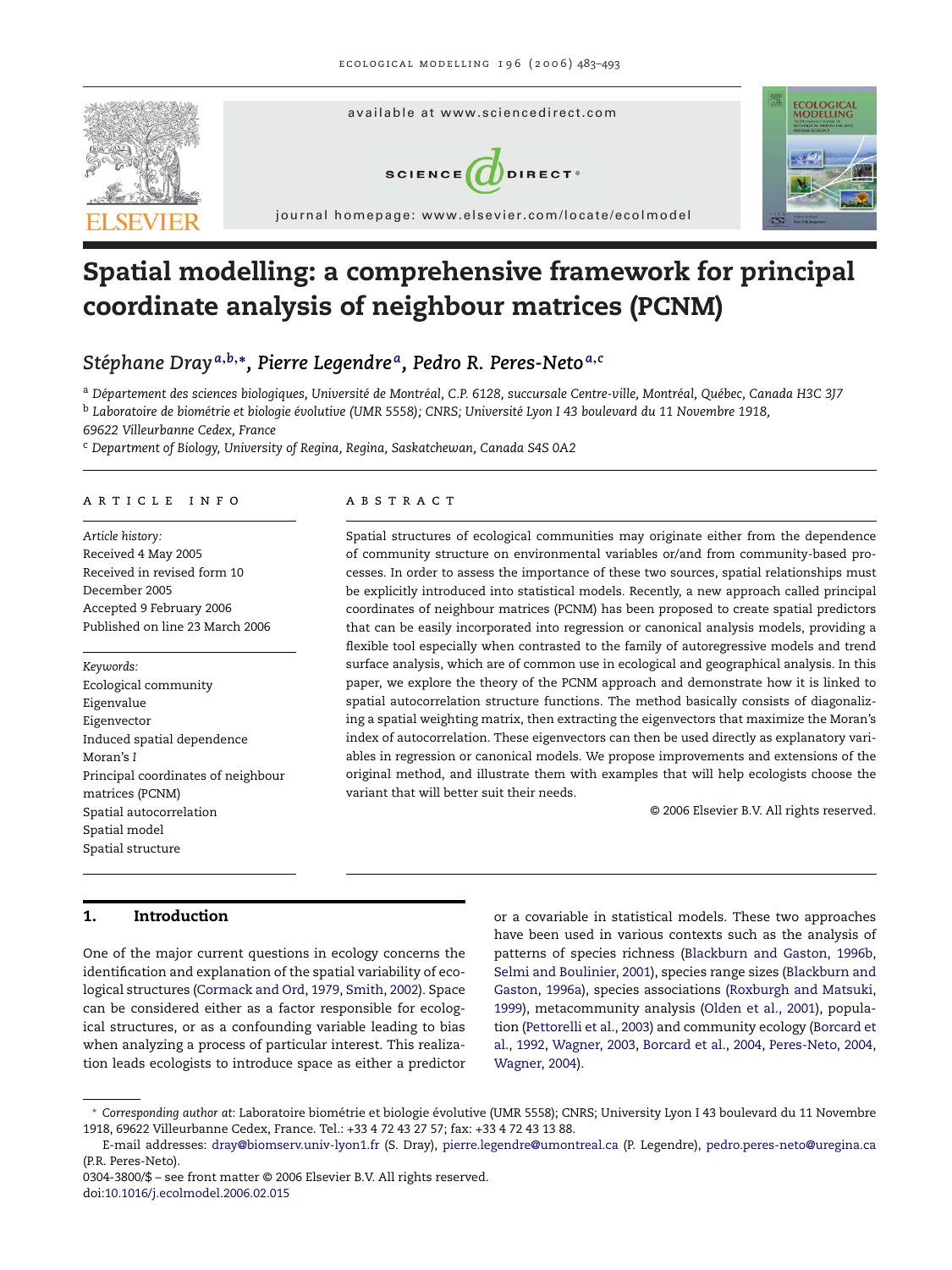# Spatial modelling: a comprehensive framework for principal coordinate analysis of neighbour matrices (PCNM)

*Stéphane Dray* [a,b,*], *Pierre Legendre* [a], *Pedro R. Peres-Neto* [a,c]

[a] *Département des sciences biologiques, Université de Montréal, C.P. 6128, succursale Centre-ville, Montréal, Québec, Canada H3C 3J7*

[b] *Laboratoire de biométrie et biologie évolutive (UMR 5558); CNRS; Université Lyon I 43 boulevard du 11 Novembre 1918, 69622 Villeurbanne Cedex, France*

[c] *Department of Biology, University of Regina, Regina, Saskatchewan, Canada S4S 0A2*

## ARTICLE INFO

*Article history:*
Received 4 May 2005
Received in revised form 10 December 2005
Accepted 9 February 2006
Published on line 23 March 2006

*Keywords:*
Ecological community
Eigenvalue
Eigenvector
Induced spatial dependence
Moran's *I*
Principal coordinates of neighbour matrices (PCNM)
Spatial autocorrelation
Spatial model
Spatial structure

## ABSTRACT

Spatial structures of ecological communities may originate either from the dependence of community structure on environmental variables or/and from community-based processes. In order to assess the importance of these two sources, spatial relationships must be explicitly introduced into statistical models. Recently, a new approach called principal coordinates of neighbour matrices (PCNM) has been proposed to create spatial predictors that can be easily incorporated into regression or canonical analysis models, providing a flexible tool especially when contrasted to the family of autoregressive models and trend surface analysis, which are of common use in ecological and geographical analysis. In this paper, we explore the theory of the PCNM approach and demonstrate how it is linked to spatial autocorrelation structure functions. The method basically consists of diagonalizing a spatial weighting matrix, then extracting the eigenvectors that maximize the Moran's index of autocorrelation. These eigenvectors can then be used directly as explanatory variables in regression or canonical models. We propose improvements and extensions of the original method, and illustrate them with examples that will help ecologists choose the variant that will better suit their needs.

© 2006 Elsevier B.V. All rights reserved.

## 1. Introduction

One of the major current questions in ecology concerns the identification and explanation of the spatial variability of ecological structures (Cormack and Ord, 1979, Smith, 2002). Space can be considered either as a factor responsible for ecological structures, or as a confounding variable leading to bias when analyzing a process of particular interest. This realization leads ecologists to introduce space as either a predictor or a covariable in statistical models. These two approaches have been used in various contexts such as the analysis of patterns of species richness (Blackburn and Gaston, 1996b, Selmi and Boulinier, 2001), species range sizes (Blackburn and Gaston, 1996a), species associations (Roxburgh and Matsuki, 1999), metacommunity analysis (Olden et al., 2001), population (Pettorelli et al., 2003) and community ecology (Borcard et al., 1992, Wagner, 2003, Borcard et al., 2004, Peres-Neto, 2004, Wagner, 2004).

* *Corresponding author at:* Laboratoire biométrie et biologie évolutive (UMR 5558); CNRS; University Lyon I 43 boulevard du 11 Novembre 1918, 69622 Villeurbanne Cedex, France. Tel.: +33 4 72 43 27 57; fax: +33 4 72 43 13 88.

E-mail addresses: dray@biomserv.univ-lyon1.fr (S. Dray), pierre.legendre@umontreal.ca (P. Legendre), pedro.peres-neto@uregina.ca (P.R. Peres-Neto).

0304-3800/$ – see front matter © 2006 Elsevier B.V. All rights reserved.
doi:10.1016/j.ecolmodel.2006.02.015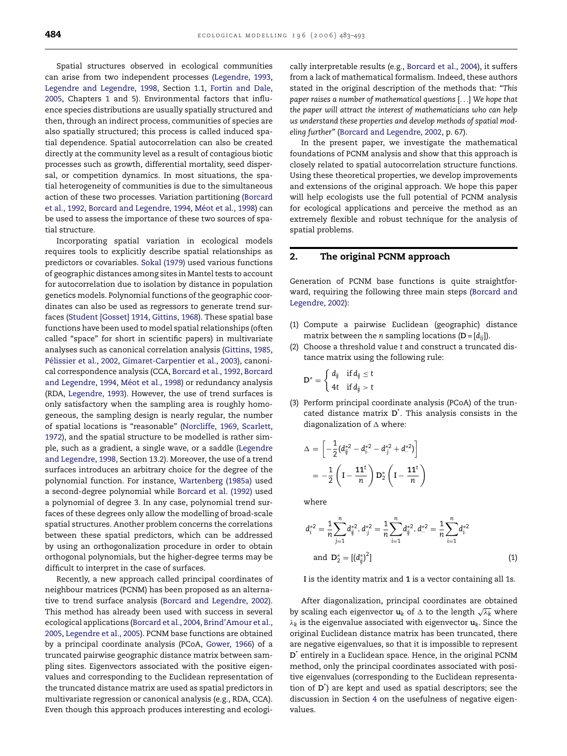Spatial structures observed in ecological communities can arise from two independent processes (Legendre, 1993, Legendre and Legendre, 1998, Section 1.1, Fortin and Dale, 2005, Chapters 1 and 5). Environmental factors that influence species distributions are usually spatially structured and then, through an indirect process, communities of species are also spatially structured; this process is called induced spatial dependence. Spatial autocorrelation can also be created directly at the community level as a result of contagious biotic processes such as growth, differential mortality, seed dispersal, or competition dynamics. In most situations, the spatial heterogeneity of communities is due to the simultaneous action of these two processes. Variation partitioning (Borcard et al., 1992, Borcard and Legendre, 1994, Méot et al., 1998) can be used to assess the importance of these two sources of spatial structure.

Incorporating spatial variation in ecological models requires tools to explicitly describe spatial relationships as predictors or covariables. Sokal (1979) used various functions of geographic distances among sites in Mantel tests to account for autocorrelation due to isolation by distance in population genetics models. Polynomial functions of the geographic coordinates can also be used as regressors to generate trend surfaces (Student [Gosset] 1914, Gittins, 1968). These spatial base functions have been used to model spatial relationships (often called “space” for short in scientific papers) in multivariate analyses such as canonical correlation analysis (Gittins, 1985, Pélissier et al., 2002, Gimaret-Carpentier et al., 2003), canonical correspondence analysis (CCA, Borcard et al., 1992, Borcard and Legendre, 1994, Méot et al., 1998) or redundancy analysis (RDA, Legendre, 1993). However, the use of trend surfaces is only satisfactory when the sampling area is roughly homogeneous, the sampling design is nearly regular, the number of spatial locations is “reasonable” (Norcliffe, 1969, Scarlett, 1972), and the spatial structure to be modelled is rather simple, such as a gradient, a single wave, or a saddle (Legendre and Legendre, 1998, Section 13.2). Moreover, the use of a trend surfaces introduces an arbitrary choice for the degree of the polynomial function. For instance, Wartenberg (1985a) used a second-degree polynomial while Borcard et al. (1992) used a polynomial of degree 3. In any case, polynomial trend surfaces of these degrees only allow the modelling of broad-scale spatial structures. Another problem concerns the correlations between these spatial predictors, which can be addressed by using an orthogonalization procedure in order to obtain orthogonal polynomials, but the higher-degree terms may be difficult to interpret in the case of surfaces.

Recently, a new approach called principal coordinates of neighbour matrices (PCNM) has been proposed as an alternative to trend surface analysis (Borcard and Legendre, 2002). This method has already been used with success in several ecological applications (Borcard et al., 2004, Brind’Amour et al., 2005, Legendre et al., 2005). PCNM base functions are obtained by a principal coordinate analysis (PCoA, Gower, 1966) of a truncated pairwise geographic distance matrix between sampling sites. Eigenvectors associated with the positive eigenvalues and corresponding to the Euclidean representation of the truncated distance matrix are used as spatial predictors in multivariate regression or canonical analysis (e.g., RDA, CCA). Even though this approach produces interesting and ecologically interpretable results (e.g., Borcard et al., 2004), it suffers from a lack of mathematical formalism. Indeed, these authors stated in the original description of the methods that: “*This paper raises a number of mathematical questions [. . .] We hope that the paper will attract the interest of mathematicians who can help us understand these properties and develop methods of spatial modeling further*” (Borcard and Legendre, 2002, p. 67).

In the present paper, we investigate the mathematical foundations of PCNM analysis and show that this approach is closely related to spatial autocorrelation structure functions. Using these theoretical properties, we develop improvements and extensions of the original approach. We hope this paper will help ecologists use the full potential of PCNM analysis for ecological applications and perceive the method as an extremely flexible and robust technique for the analysis of spatial problems.

## 2. The original PCNM approach

Generation of PCNM base functions is quite straightforward, requiring the following three main steps (Borcard and Legendre, 2002):

(1) Compute a pairwise Euclidean (geographic) distance matrix between the $n$ sampling locations ($\mathbf{D} = [d_{ij}]$).
(2) Choose a threshold value $t$ and construct a truncated distance matrix using the following rule:

$$\mathbf{D}^* = \begin{cases} d_{ij} & \text{if } d_{ij} \le t \\ 4t & \text{if } d_{ij} > t \end{cases}$$

(3) Perform principal coordinate analysis (PCoA) of the truncated distance matrix $\mathbf{D}^*$. This analysis consists in the diagonalization of $\Delta$ where:

$$\Delta = \left[ -\frac{1}{2}\left(d_{ij}^{*2} - d_{i.}^{*2} - d_{.j}^{*2} + d_{..}^{*2}\right) \right] = -\frac{1}{2}\left(\mathbf{I} - \frac{\mathbf{1}\mathbf{1}^t}{n}\right)\mathbf{D}_2^*\left(\mathbf{I} - \frac{\mathbf{1}\mathbf{1}^t}{n}\right)$$

where

$$d_{i.}^{*2} = \frac{1}{n}\sum_{j=1}^{n} d_{ij}^{*2},\; d_{.j}^{*2} = \frac{1}{n}\sum_{i=1}^{n} d_{ij}^{*2},\; d_{..}^{*2} = \frac{1}{n}\sum_{i=1}^{n} d_{i.}^{*2}$$
$$\text{and } \mathbf{D}_2^* = [(d_{ij}^*)^2] \tag{1}$$

$\mathbf{I}$ is the identity matrix and $\mathbf{1}$ is a vector containing all 1s.

After diagonalization, principal coordinates are obtained by scaling each eigenvector $\mathbf{u}_k$ of $\Delta$ to the length $\sqrt{\lambda_k}$ where $\lambda_k$ is the eigenvalue associated with eigenvector $\mathbf{u}_k$. Since the original Euclidean distance matrix has been truncated, there are negative eigenvalues, so that it is impossible to represent $\mathbf{D}^*$ entirely in a Euclidean space. Hence, in the original PCNM method, only the principal coordinates associated with positive eigenvalues (corresponding to the Euclidean representation of $\mathbf{D}^*$) are kept and used as spatial descriptors; see the discussion in Section 4 on the usefulness of negative eigenvalues.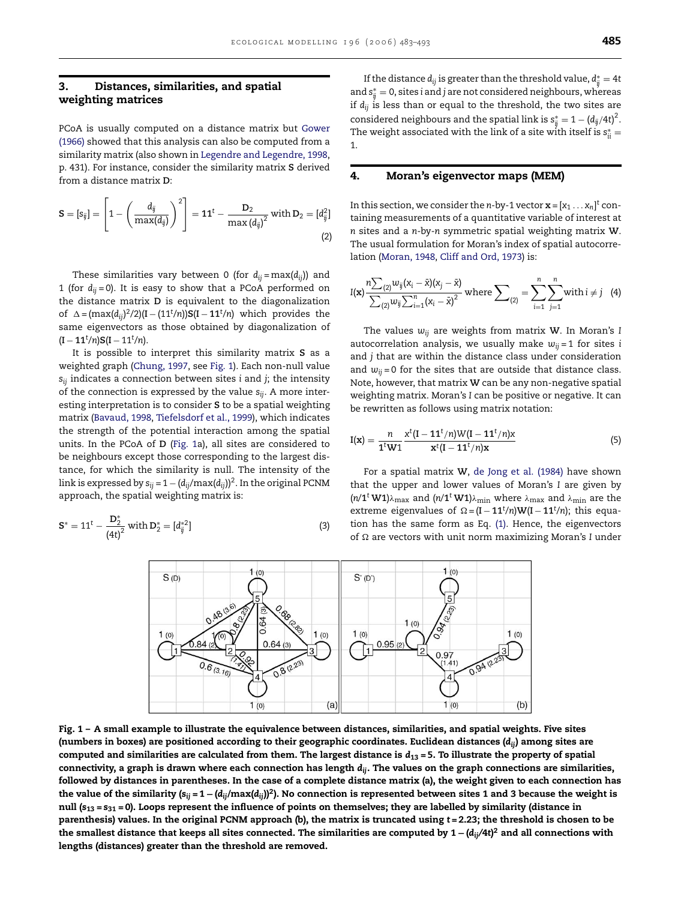## 3. Distances, similarities, and spatial weighting matrices

PCoA is usually computed on a distance matrix but Gower (1966) showed that this analysis can also be computed from a similarity matrix (also shown in Legendre and Legendre, 1998, p. 431). For instance, consider the similarity matrix **S** derived from a distance matrix **D**:

$$\mathbf{S} = [s_{ij}] = \left[1 - \left(\frac{d_{ij}}{\max(d_{ij})}\right)^2\right] = \mathbf{1}\mathbf{1}^t - \frac{\mathbf{D}_2}{\max(d_{ij})^2} \text{ with } \mathbf{D}_2 = [d_{ij}^2] \tag{2}$$

These similarities vary between 0 (for $d_{ij} = \max(d_{ij})$) and 1 (for $d_{ij} = 0$). It is easy to show that a PCoA performed on the distance matrix **D** is equivalent to the diagonalization of $\Delta = (\max(d_{ij})^2/2)(\mathbf{I} - (\mathbf{1}\mathbf{1}^t/n))\mathbf{S}(\mathbf{I} - \mathbf{1}\mathbf{1}^t/n)$ which provides the same eigenvectors as those obtained by diagonalization of $(\mathbf{I} - \mathbf{1}\mathbf{1}^t/n)\mathbf{S}(\mathbf{I} - \mathbf{1}\mathbf{1}^t/n)$.

It is possible to interpret this similarity matrix **S** as a weighted graph (Chung, 1997, see Fig. 1). Each non-null value $s_{ij}$ indicates a connection between sites $i$ and $j$; the intensity of the connection is expressed by the value $s_{ij}$. A more interesting interpretation is to consider **S** to be a spatial weighting matrix (Bavaud, 1998, Tiefelsdorf et al., 1999), which indicates the strength of the potential interaction among the spatial units. In the PCoA of **D** (Fig. 1a), all sites are considered to be neighbours except those corresponding to the largest distance, for which the similarity is null. The intensity of the link is expressed by $s_{ij} = 1 - (d_{ij}/\max(d_{ij}))^2$. In the original PCNM approach, the spatial weighting matrix is:

$$\mathbf{S}^* = \mathbf{1}\mathbf{1}^t - \frac{\mathbf{D}_2^*}{(4t)^2} \text{ with } \mathbf{D}_2^* = [d_{ij}^{*2}] \tag{3}$$

If the distance $d_{ij}$ is greater than the threshold value, $d_{ij}^* = 4t$ and $s_{ij}^* = 0$, sites $i$ and $j$ are not considered neighbours, whereas if $d_{ij}$ is less than or equal to the threshold, the two sites are considered neighbours and the spatial link is $s_{ij}^* = 1 - (d_{ij}/4t)^2$. The weight associated with the link of a site with itself is $s_{ii}^* = 1$.

## 4. Moran's eigenvector maps (MEM)

In this section, we consider the $n$-by-1 vector $\mathbf{x} = [x_1 \ldots x_n]^t$ containing measurements of a quantitative variable of interest at $n$ sites and a $n$-by-$n$ symmetric spatial weighting matrix **W**. The usual formulation for Moran's index of spatial autocorrelation (Moran, 1948, Cliff and Ord, 1973) is:

$$I(\mathbf{x}) \frac{n\sum_{(2)} w_{ij}(x_i - \bar{x})(x_j - \bar{x})}{\sum_{(2)} w_{ij} \sum_{i=1}^{n}(x_i - \bar{x})^2} \text{ where } \sum_{(2)} = \sum_{i=1}^{n}\sum_{j=1}^{n} \text{with } i \neq j \tag{4}$$

The values $w_{ij}$ are weights from matrix **W**. In Moran's $I$ autocorrelation analysis, we usually make $w_{ij} = 1$ for sites $i$ and $j$ that are within the distance class under consideration and $w_{ij} = 0$ for the sites that are outside that distance class. Note, however, that matrix **W** can be any non-negative spatial weighting matrix. Moran's $I$ can be positive or negative. It can be rewritten as follows using matrix notation:

$$\mathrm{I}(\mathbf{x}) = \frac{n}{\mathbf{1}^t\mathbf{W}\mathbf{1}} \frac{\mathbf{x}^t(\mathbf{I} - \mathbf{1}\mathbf{1}^t/n)\mathbf{W}(\mathbf{I} - \mathbf{1}\mathbf{1}^t/n)\mathbf{x}}{\mathbf{x}^t(\mathbf{I} - \mathbf{1}\mathbf{1}^t/n)\mathbf{x}} \tag{5}$$

For a spatial matrix **W**, de Jong et al. (1984) have shown that the upper and lower values of Moran's $I$ are given by $(n/\mathbf{1}^t\mathbf{W}\mathbf{1})\lambda_{\max}$ and $(n/\mathbf{1}^t\mathbf{W}\mathbf{1})\lambda_{\min}$ where $\lambda_{\max}$ and $\lambda_{\min}$ are the extreme eigenvalues of $\Omega = (\mathbf{I} - \mathbf{1}\mathbf{1}^t/n)\mathbf{W}(\mathbf{I} - \mathbf{1}\mathbf{1}^t/n)$; this equation has the same form as Eq. (1). Hence, the eigenvectors of $\Omega$ are vectors with unit norm maximizing Moran's $I$ under

**Fig. 1 – A small example to illustrate the equivalence between distances, similarities, and spatial weights. Five sites (numbers in boxes) are positioned according to their geographic coordinates. Euclidean distances ($d_{ij}$) among sites are computed and similarities are calculated from them. The largest distance is $d_{13} = 5$. To illustrate the property of spatial connectivity, a graph is drawn where each connection has length $d_{ij}$. The values on the graph connections are similarities, followed by distances in parentheses. In the case of a complete distance matrix (a), the weight given to each connection has the value of the similarity ($s_{ij} = 1 - (d_{ij}/\max(d_{ij}))^2$). No connection is represented between sites 1 and 3 because the weight is null ($s_{13} = s_{31} = 0$). Loops represent the influence of points on themselves; they are labelled by similarity (distance in parenthesis) values. In the original PCNM approach (b), the matrix is truncated using $t = 2.23$; the threshold is chosen to be the smallest distance that keeps all sites connected. The similarities are computed by $1 - (d_{ij}/4t)^2$ and all connections with lengths (distances) greater than the threshold are removed.**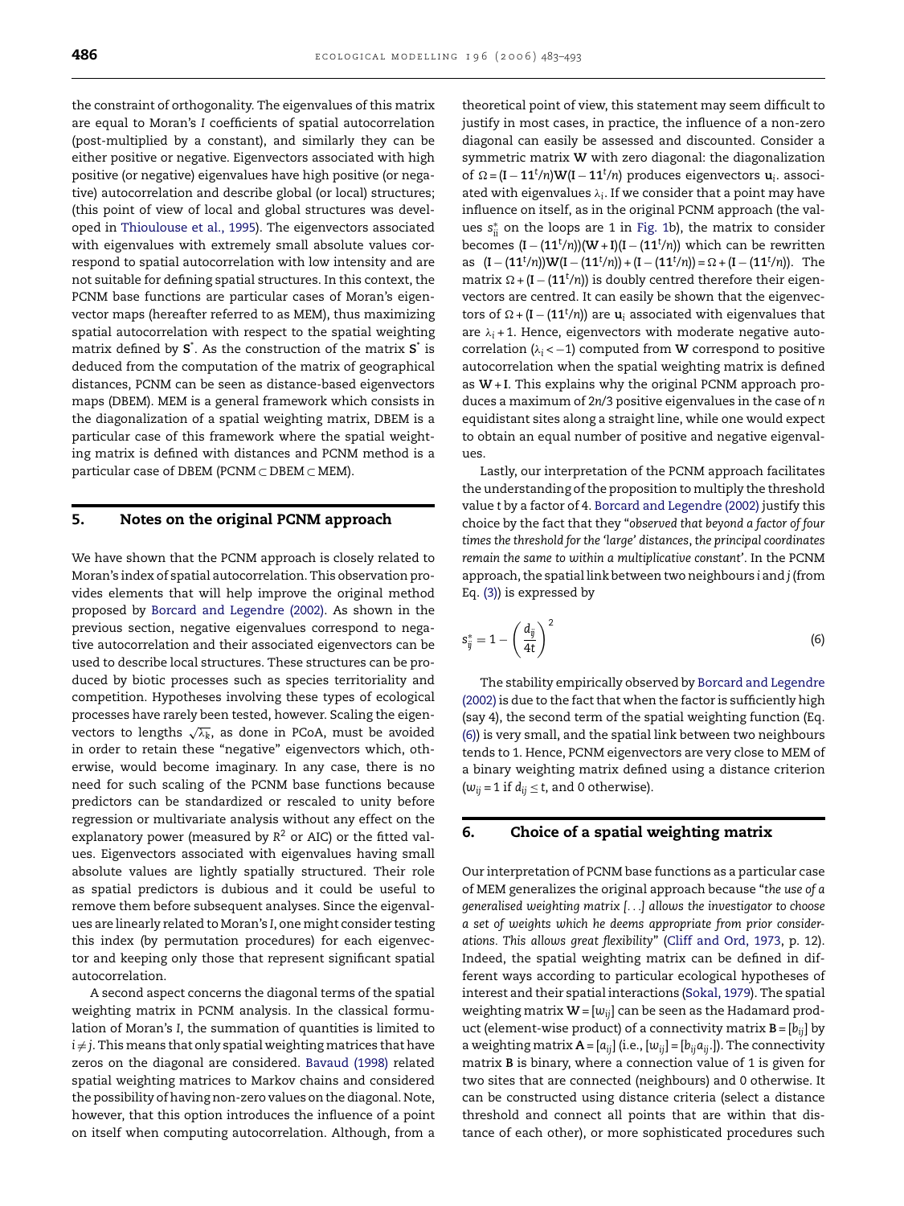the constraint of orthogonality. The eigenvalues of this matrix are equal to Moran's $I$ coefficients of spatial autocorrelation (post-multiplied by a constant), and similarly they can be either positive or negative. Eigenvectors associated with high positive (or negative) eigenvalues have high positive (or negative) autocorrelation and describe global (or local) structures; (this point of view of local and global structures was developed in Thioulouse et al., 1995). The eigenvectors associated with eigenvalues with extremely small absolute values correspond to spatial autocorrelation with low intensity and are not suitable for defining spatial structures. In this context, the PCNM base functions are particular cases of Moran's eigenvector maps (hereafter referred to as MEM), thus maximizing spatial autocorrelation with respect to the spatial weighting matrix defined by $\mathbf{S}^*$. As the construction of the matrix $\mathbf{S}^*$ is deduced from the computation of the matrix of geographical distances, PCNM can be seen as distance-based eigenvectors maps (DBEM). MEM is a general framework which consists in the diagonalization of a spatial weighting matrix, DBEM is a particular case of this framework where the spatial weighting matrix is defined with distances and PCNM method is a particular case of DBEM (PCNM ⊂ DBEM ⊂ MEM).

## 5. Notes on the original PCNM approach

We have shown that the PCNM approach is closely related to Moran's index of spatial autocorrelation. This observation provides elements that will help improve the original method proposed by Borcard and Legendre (2002). As shown in the previous section, negative eigenvalues correspond to negative autocorrelation and their associated eigenvectors can be used to describe local structures. These structures can be produced by biotic processes such as species territoriality and competition. Hypotheses involving these types of ecological processes have rarely been tested, however. Scaling the eigenvectors to lengths $\sqrt{\lambda_k}$, as done in PCoA, must be avoided in order to retain these "negative" eigenvectors which, otherwise, would become imaginary. In any case, there is no need for such scaling of the PCNM base functions because predictors can be standardized or rescaled to unity before regression or multivariate analysis without any effect on the explanatory power (measured by $R^2$ or AIC) or the fitted values. Eigenvectors associated with eigenvalues having small absolute values are lightly spatially structured. Their role as spatial predictors is dubious and it could be useful to remove them before subsequent analyses. Since the eigenvalues are linearly related to Moran's $I$, one might consider testing this index (by permutation procedures) for each eigenvector and keeping only those that represent significant spatial autocorrelation.

A second aspect concerns the diagonal terms of the spatial weighting matrix in PCNM analysis. In the classical formulation of Moran's $I$, the summation of quantities is limited to $i \neq j$. This means that only spatial weighting matrices that have zeros on the diagonal are considered. Bavaud (1998) related spatial weighting matrices to Markov chains and considered the possibility of having non-zero values on the diagonal. Note, however, that this option introduces the influence of a point on itself when computing autocorrelation. Although, from a theoretical point of view, this statement may seem difficult to justify in most cases, in practice, the influence of a non-zero diagonal can easily be assessed and discounted. Consider a symmetric matrix $\mathbf{W}$ with zero diagonal: the diagonalization of $\Omega = (\mathbf{I} - \mathbf{11}^t/n)\mathbf{W}(\mathbf{I} - \mathbf{11}^t/n)$ produces eigenvectors $\mathbf{u}_i$ associated with eigenvalues $\lambda_i$. If we consider that a point may have influence on itself, as in the original PCNM approach (the values $s^*_{ii}$ on the loops are 1 in Fig. 1b), the matrix to consider becomes $(\mathbf{I} - (\mathbf{11}^t/n))(\mathbf{W} + \mathbf{I})(\mathbf{I} - (\mathbf{11}^t/n))$ which can be rewritten as $(\mathbf{I} - (\mathbf{11}^t/n))\mathbf{W}(\mathbf{I} - (\mathbf{11}^t/n)) + (\mathbf{I} - (\mathbf{11}^t/n)) = \Omega + (\mathbf{I} - (\mathbf{11}^t/n))$. The matrix $\Omega + (\mathbf{I} - (\mathbf{11}^t/n))$ is doubly centred therefore their eigenvectors are centred. It can easily be shown that the eigenvectors of $\Omega + (\mathbf{I} - (\mathbf{11}^t/n))$ are $\mathbf{u}_i$ associated with eigenvalues that are $\lambda_i + 1$. Hence, eigenvectors with moderate negative autocorrelation ($\lambda_i < -1$) computed from $\mathbf{W}$ correspond to positive autocorrelation when the spatial weighting matrix is defined as $\mathbf{W} + \mathbf{I}$. This explains why the original PCNM approach produces a maximum of $2n/3$ positive eigenvalues in the case of $n$ equidistant sites along a straight line, while one would expect to obtain an equal number of positive and negative eigenvalues.

Lastly, our interpretation of the PCNM approach facilitates the understanding of the proposition to multiply the threshold value $t$ by a factor of 4. Borcard and Legendre (2002) justify this choice by the fact that they "*observed that beyond a factor of four times the threshold for the 'large' distances, the principal coordinates remain the same to within a multiplicative constant*". In the PCNM approach, the spatial link between two neighbours $i$ and $j$ (from Eq. (3)) is expressed by

$$s^*_{ij} = 1 - \left(\frac{d_{ij}}{4t}\right)^2 \tag{6}$$

The stability empirically observed by Borcard and Legendre (2002) is due to the fact that when the factor is sufficiently high (say 4), the second term of the spatial weighting function (Eq. (6)) is very small, and the spatial link between two neighbours tends to 1. Hence, PCNM eigenvectors are very close to MEM of a binary weighting matrix defined using a distance criterion ($w_{ij} = 1$ if $d_{ij} \leq t$, and 0 otherwise).

## 6. Choice of a spatial weighting matrix

Our interpretation of PCNM base functions as a particular case of MEM generalizes the original approach because "*the use of a generalised weighting matrix [...] allows the investigator to choose a set of weights which he deems appropriate from prior considerations. This allows great flexibility*" (Cliff and Ord, 1973, p. 12). Indeed, the spatial weighting matrix can be defined in different ways according to particular ecological hypotheses of interest and their spatial interactions (Sokal, 1979). The spatial weighting matrix $\mathbf{W} = [w_{ij}]$ can be seen as the Hadamard product (element-wise product) of a connectivity matrix $\mathbf{B} = [b_{ij}]$ by a weighting matrix $\mathbf{A} = [a_{ij}]$ (i.e., $[w_{ij}] = [b_{ij}a_{ij}]$). The connectivity matrix $\mathbf{B}$ is binary, where a connection value of 1 is given for two sites that are connected (neighbours) and 0 otherwise. It can be constructed using distance criteria (select a distance threshold and connect all points that are within that distance of each other), or more sophisticated procedures such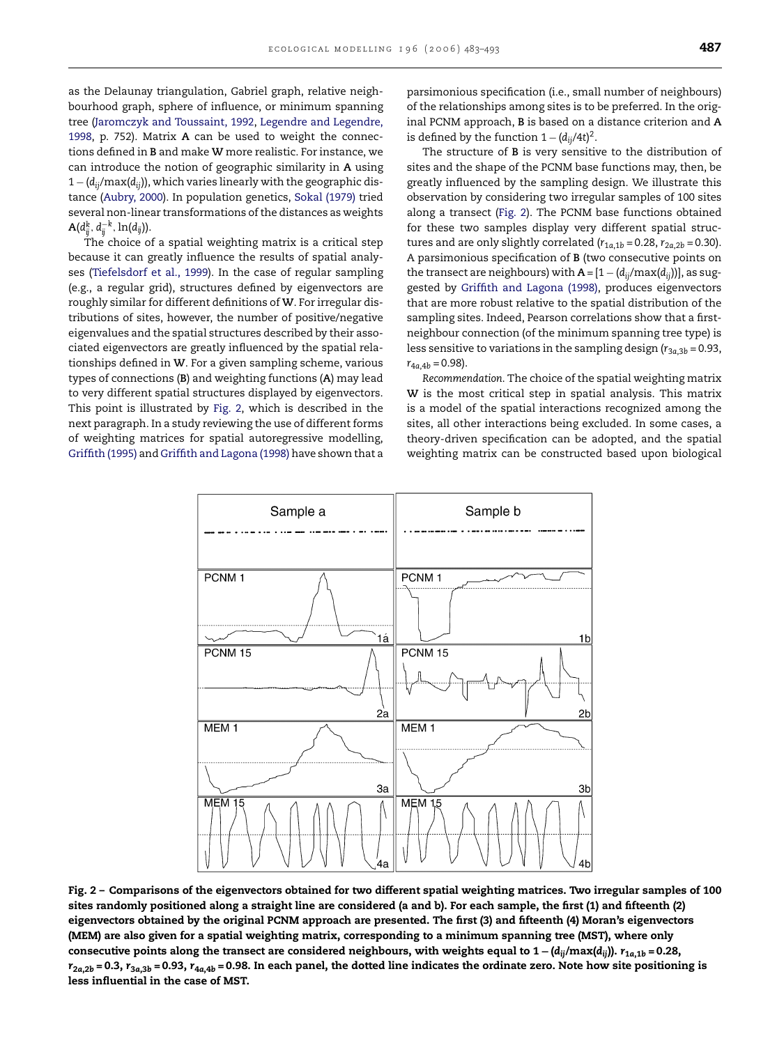as the Delaunay triangulation, Gabriel graph, relative neighbourhood graph, sphere of influence, or minimum spanning tree (Jaromczyk and Toussaint, 1992, Legendre and Legendre, 1998, p. 752). Matrix **A** can be used to weight the connections defined in **B** and make **W** more realistic. For instance, we can introduce the notion of geographic similarity in **A** using $1 - (d_{ij}/\max(d_{ij}))$, which varies linearly with the geographic distance (Aubry, 2000). In population genetics, Sokal (1979) tried several non-linear transformations of the distances as weights $\mathbf{A}(d_{ij}^{k}, d_{ij}^{-k}, \ln(d_{ij}))$.

The choice of a spatial weighting matrix is a critical step because it can greatly influence the results of spatial analyses (Tiefelsdorf et al., 1999). In the case of regular sampling (e.g., a regular grid), structures defined by eigenvectors are roughly similar for different definitions of **W**. For irregular distributions of sites, however, the number of positive/negative eigenvalues and the spatial structures described by their associated eigenvectors are greatly influenced by the spatial relationships defined in **W**. For a given sampling scheme, various types of connections (**B**) and weighting functions (**A**) may lead to very different spatial structures displayed by eigenvectors. This point is illustrated by Fig. 2, which is described in the next paragraph. In a study reviewing the use of different forms of weighting matrices for spatial autoregressive modelling, Griffith (1995) and Griffith and Lagona (1998) have shown that a parsimonious specification (i.e., small number of neighbours) of the relationships among sites is to be preferred. In the original PCNM approach, **B** is based on a distance criterion and **A** is defined by the function $1 - (d_{ij}/4t)^2$.

The structure of **B** is very sensitive to the distribution of sites and the shape of the PCNM base functions may, then, be greatly influenced by the sampling design. We illustrate this observation by considering two irregular samples of 100 sites along a transect (Fig. 2). The PCNM base functions obtained for these two samples display very different spatial structures and are only slightly correlated ($r_{1a,1b} = 0.28$, $r_{2a,2b} = 0.30$). A parsimonious specification of **B** (two consecutive points on the transect are neighbours) with $\mathbf{A} = [1 - (d_{ij}/\max(d_{ij}))]$, as suggested by Griffith and Lagona (1998), produces eigenvectors that are more robust relative to the spatial distribution of the sampling sites. Indeed, Pearson correlations show that a first-neighbour connection (of the minimum spanning tree type) is less sensitive to variations in the sampling design ($r_{3a,3b} = 0.93$, $r_{4a,4b} = 0.98$).

*Recommendation.* The choice of the spatial weighting matrix **W** is the most critical step in spatial analysis. This matrix is a model of the spatial interactions recognized among the sites, all other interactions being excluded. In some cases, a theory-driven specification can be adopted, and the spatial weighting matrix can be constructed based upon biological

**Fig. 2 – Comparisons of the eigenvectors obtained for two different spatial weighting matrices. Two irregular samples of 100 sites randomly positioned along a straight line are considered (a and b). For each sample, the first (1) and fifteenth (2) eigenvectors obtained by the original PCNM approach are presented. The first (3) and fifteenth (4) Moran's eigenvectors (MEM) are also given for a spatial weighting matrix, corresponding to a minimum spanning tree (MST), where only consecutive points along the transect are considered neighbours, with weights equal to $1 - (d_{ij}/\max(d_{ij}))$. $r_{1a,1b} = 0.28$, $r_{2a,2b} = 0.3$, $r_{3a,3b} = 0.93$, $r_{4a,4b} = 0.98$. In each panel, the dotted line indicates the ordinate zero. Note how site positioning is less influential in the case of MST.**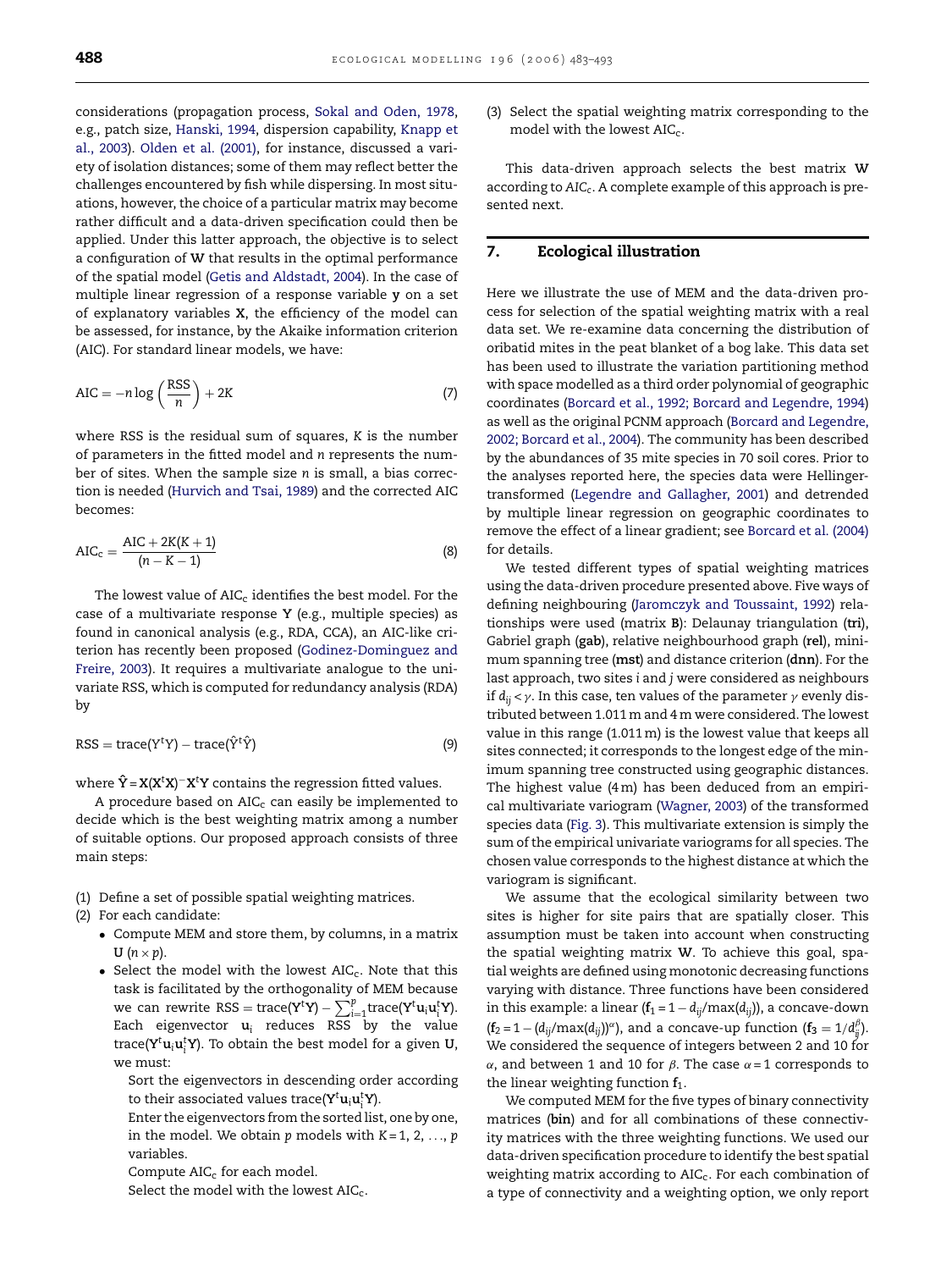considerations (propagation process, Sokal and Oden, 1978, e.g., patch size, Hanski, 1994, dispersion capability, Knapp et al., 2003). Olden et al. (2001), for instance, discussed a variety of isolation distances; some of them may reflect better the challenges encountered by fish while dispersing. In most situations, however, the choice of a particular matrix may become rather difficult and a data-driven specification could then be applied. Under this latter approach, the objective is to select a configuration of **W** that results in the optimal performance of the spatial model (Getis and Aldstadt, 2004). In the case of multiple linear regression of a response variable **y** on a set of explanatory variables **X**, the efficiency of the model can be assessed, for instance, by the Akaike information criterion (AIC). For standard linear models, we have:

$$\mathrm{AIC} = -n \log\left(\frac{\mathrm{RSS}}{n}\right) + 2K \tag{7}$$

where RSS is the residual sum of squares, $K$ is the number of parameters in the fitted model and $n$ represents the number of sites. When the sample size $n$ is small, a bias correction is needed (Hurvich and Tsai, 1989) and the corrected AIC becomes:

$$\mathrm{AIC_c} = \frac{\mathrm{AIC} + 2K(K+1)}{(n-K-1)} \tag{8}$$

The lowest value of $\mathrm{AIC_c}$ identifies the best model. For the case of a multivariate response **Y** (e.g., multiple species) as found in canonical analysis (e.g., RDA, CCA), an AIC-like criterion has recently been proposed (Godinez-Dominguez and Freire, 2003). It requires a multivariate analogue to the univariate RSS, which is computed for redundancy analysis (RDA) by

$$\mathrm{RSS} = \mathrm{trace}(\mathrm{Y^tY}) - \mathrm{trace}(\hat{\mathrm{Y}}^{\mathrm{t}}\hat{\mathrm{Y}}) \tag{9}$$

where $\hat{\mathbf{Y}} = \mathbf{X}(\mathbf{X}^t\mathbf{X})^{-}\mathbf{X}^t\mathbf{Y}$ contains the regression fitted values.

A procedure based on $\mathrm{AIC_c}$ can easily be implemented to decide which is the best weighting matrix among a number of suitable options. Our proposed approach consists of three main steps:

1. Define a set of possible spatial weighting matrices.
2. For each candidate:
   - Compute MEM and store them, by columns, in a matrix **U** ($n \times p$).
   - Select the model with the lowest $\mathrm{AIC_c}$. Note that this task is facilitated by the orthogonality of MEM because we can rewrite $\mathrm{RSS} = \mathrm{trace}(\mathbf{Y}^t\mathbf{Y}) - \sum_{i=1}^{p}\mathrm{trace}(\mathbf{Y}^t\mathbf{u}_i\mathbf{u}_i^t\mathbf{Y})$. Each eigenvector $\mathbf{u}_i$ reduces RSS by the value $\mathrm{trace}(\mathbf{Y}^t\mathbf{u}_i\mathbf{u}_i^t\mathbf{Y})$. To obtain the best model for a given **U**, we must:

     Sort the eigenvectors in descending order according to their associated values $\mathrm{trace}(\mathbf{Y}^t\mathbf{u}_i\mathbf{u}_i^t\mathbf{Y})$.

     Enter the eigenvectors from the sorted list, one by one, in the model. We obtain $p$ models with $K = 1, 2, \ldots, p$ variables.

     Compute $\mathrm{AIC_c}$ for each model.

     Select the model with the lowest $\mathrm{AIC_c}$.
3. Select the spatial weighting matrix corresponding to the model with the lowest $\mathrm{AIC_c}$.

This data-driven approach selects the best matrix **W** according to $AIC_c$. A complete example of this approach is presented next.

## 7. Ecological illustration

Here we illustrate the use of MEM and the data-driven process for selection of the spatial weighting matrix with a real data set. We re-examine data concerning the distribution of oribatid mites in the peat blanket of a bog lake. This data set has been used to illustrate the variation partitioning method with space modelled as a third order polynomial of geographic coordinates (Borcard et al., 1992; Borcard and Legendre, 1994) as well as the original PCNM approach (Borcard and Legendre, 2002; Borcard et al., 2004). The community has been described by the abundances of 35 mite species in 70 soil cores. Prior to the analyses reported here, the species data were Hellinger-transformed (Legendre and Gallagher, 2001) and detrended by multiple linear regression on geographic coordinates to remove the effect of a linear gradient; see Borcard et al. (2004) for details.

We tested different types of spatial weighting matrices using the data-driven procedure presented above. Five ways of defining neighbouring (Jaromczyk and Toussaint, 1992) relationships were used (matrix **B**): Delaunay triangulation (**tri**), Gabriel graph (**gab**), relative neighbourhood graph (**rel**), minimum spanning tree (**mst**) and distance criterion (**dnn**). For the last approach, two sites $i$ and $j$ were considered as neighbours if $d_{ij} < \gamma$. In this case, ten values of the parameter $\gamma$ evenly distributed between 1.011 m and 4 m were considered. The lowest value in this range (1.011 m) is the lowest value that keeps all sites connected; it corresponds to the longest edge of the minimum spanning tree constructed using geographic distances. The highest value (4 m) has been deduced from an empirical multivariate variogram (Wagner, 2003) of the transformed species data (Fig. 3). This multivariate extension is simply the sum of the empirical univariate variograms for all species. The chosen value corresponds to the highest distance at which the variogram is significant.

We assume that the ecological similarity between two sites is higher for site pairs that are spatially closer. This assumption must be taken into account when constructing the spatial weighting matrix **W**. To achieve this goal, spatial weights are defined using monotonic decreasing functions varying with distance. Three functions have been considered in this example: a linear ($\mathbf{f}_1 = 1 - d_{ij}/\max(d_{ij})$), a concave-down ($\mathbf{f}_2 = 1 - (d_{ij}/\max(d_{ij}))^{\alpha}$), and a concave-up function ($\mathbf{f}_3 = 1/d_{ij}^{\beta}$). We considered the sequence of integers between 2 and 10 for $\alpha$, and between 1 and 10 for $\beta$. The case $\alpha = 1$ corresponds to the linear weighting function $\mathbf{f}_1$.

We computed MEM for the five types of binary connectivity matrices (**bin**) and for all combinations of these connectivity matrices with the three weighting functions. We used our data-driven specification procedure to identify the best spatial weighting matrix according to $\mathrm{AIC_c}$. For each combination of a type of connectivity and a weighting option, we only report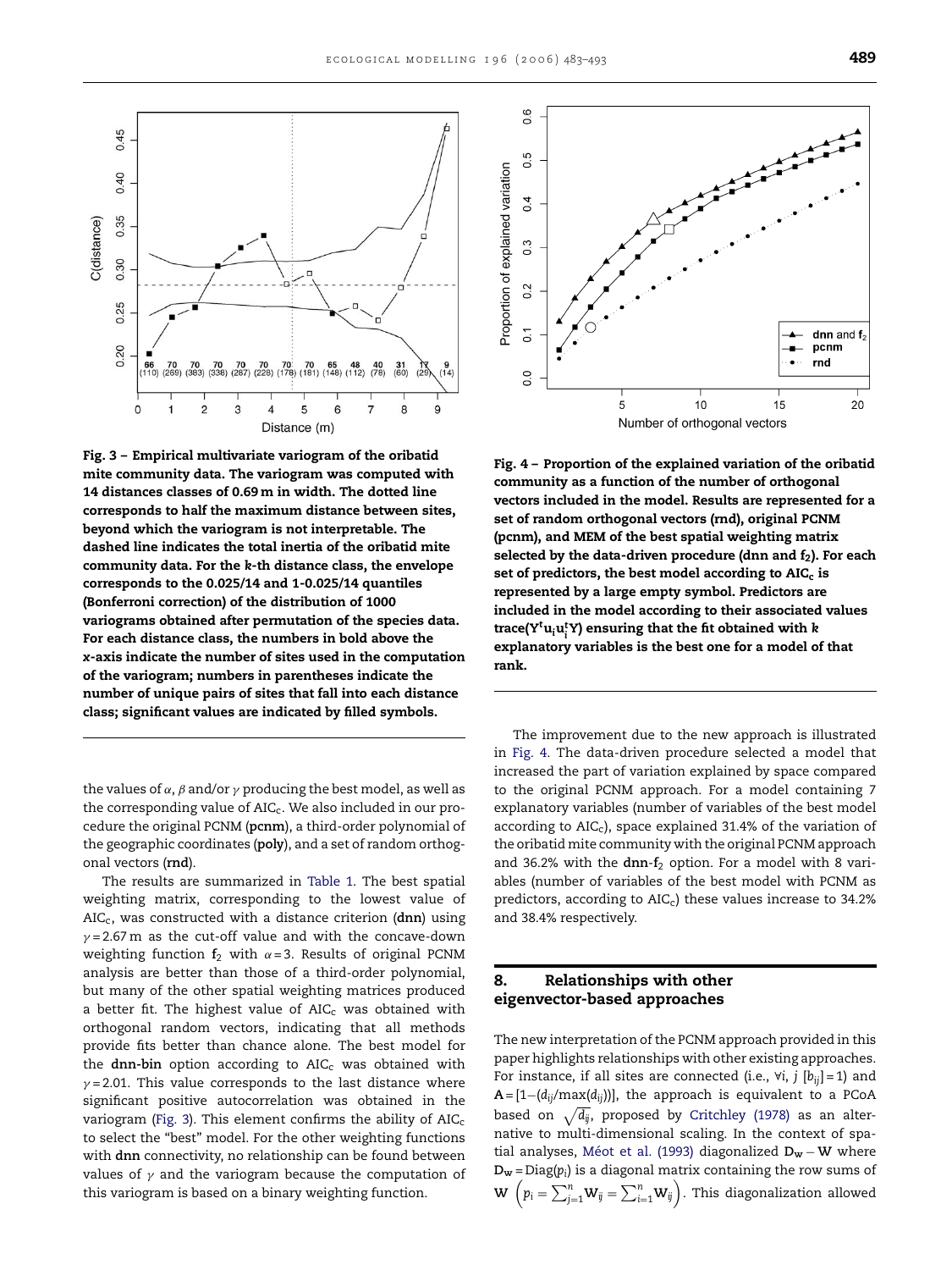Fig. 3 – Empirical multivariate variogram of the oribatid mite community data. The variogram was computed with 14 distances classes of 0.69 m in width. The dotted line corresponds to half the maximum distance between sites, beyond which the variogram is not interpretable. The dashed line indicates the total inertia of the oribatid mite community data. For the k-th distance class, the envelope corresponds to the 0.025/14 and 1-0.025/14 quantiles (Bonferroni correction) of the distribution of 1000 variograms obtained after permutation of the species data. For each distance class, the numbers in bold above the x-axis indicate the number of sites used in the computation of the variogram; numbers in parentheses indicate the number of unique pairs of sites that fall into each distance class; significant values are indicated by filled symbols.

Fig. 4 – Proportion of the explained variation of the oribatid community as a function of the number of orthogonal vectors included in the model. Results are represented for a set of random orthogonal vectors (rnd), original PCNM (pcnm), and MEM of the best spatial weighting matrix selected by the data-driven procedure (dnn and $f_2$). For each set of predictors, the best model according to $AIC_c$ is represented by a large empty symbol. Predictors are included in the model according to their associated values trace($Y^t u_i u_i^t Y$) ensuring that the fit obtained with $k$ explanatory variables is the best one for a model of that rank.

the values of $\alpha$, $\beta$ and/or $\gamma$ producing the best model, as well as the corresponding value of $AIC_c$. We also included in our procedure the original PCNM (**pcnm**), a third-order polynomial of the geographic coordinates (**poly**), and a set of random orthogonal vectors (**rnd**).

The results are summarized in Table 1. The best spatial weighting matrix, corresponding to the lowest value of $AIC_c$, was constructed with a distance criterion (**dnn**) using $\gamma = 2.67$ m as the cut-off value and with the concave-down weighting function $\mathbf{f_2}$ with $\alpha = 3$. Results of original PCNM analysis are better than those of a third-order polynomial, but many of the other spatial weighting matrices produced a better fit. The highest value of $AIC_c$ was obtained with orthogonal random vectors, indicating that all methods provide fits better than chance alone. The best model for the **dnn-bin** option according to $AIC_c$ was obtained with $\gamma = 2.01$. This value corresponds to the last distance where significant positive autocorrelation was obtained in the variogram (Fig. 3). This element confirms the ability of $AIC_c$ to select the "best" model. For the other weighting functions with **dnn** connectivity, no relationship can be found between values of $\gamma$ and the variogram because the computation of this variogram is based on a binary weighting function.

The improvement due to the new approach is illustrated in Fig. 4. The data-driven procedure selected a model that increased the part of variation explained by space compared to the original PCNM approach. For a model containing 7 explanatory variables (number of variables of the best model according to $AIC_c$), space explained 31.4% of the variation of the oribatid mite community with the original PCNM approach and 36.2% with the **dnn**-$\mathbf{f_2}$ option. For a model with 8 variables (number of variables of the best model with PCNM as predictors, according to $AIC_c$) these values increase to 34.2% and 38.4% respectively.

## 8. Relationships with other eigenvector-based approaches

The new interpretation of the PCNM approach provided in this paper highlights relationships with other existing approaches. For instance, if all sites are connected (i.e., $\forall i, j\ [b_{ij}] = 1$) and $\mathbf{A} = [1-(d_{ij}/\max(d_{ij}))]$, the approach is equivalent to a PCoA based on $\sqrt{d_{ij}}$, proposed by Critchley (1978) as an alternative to multi-dimensional scaling. In the context of spatial analyses, Méot et al. (1993) diagonalized $\mathbf{D_w} - \mathbf{W}$ where $\mathbf{D_w} = \mathrm{Diag}(p_i)$ is a diagonal matrix containing the row sums of $\mathbf{W}$ $\left(p_i = \sum_{j=1}^{n} \mathbf{W}_{ij} = \sum_{i=1}^{n} \mathbf{W}_{ij}\right)$. This diagonalization allowed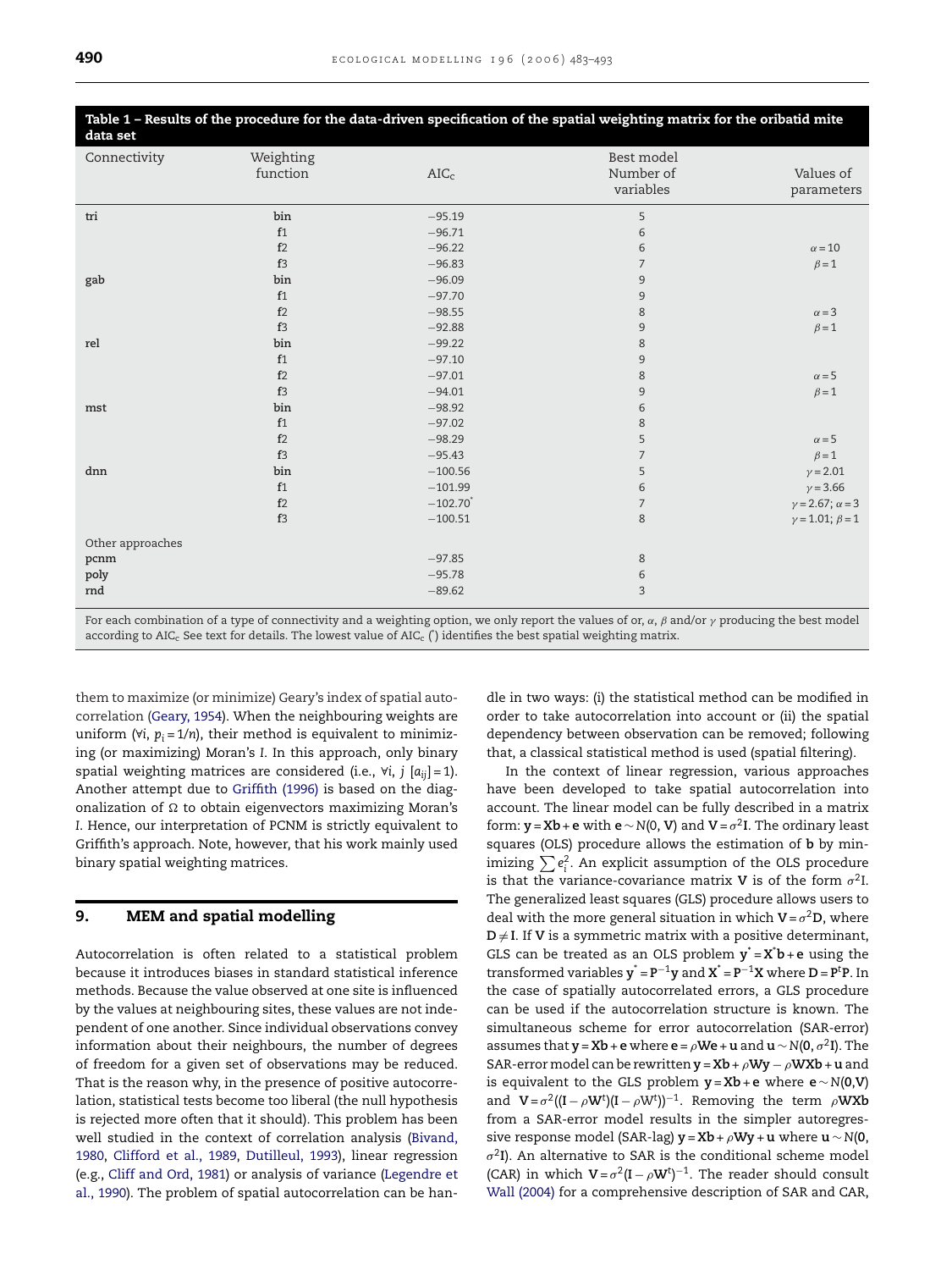**Table 1 – Results of the procedure for the data-driven specification of the spatial weighting matrix for the oribatid mite data set**

| Connectivity | Weighting function | $AIC_c$ | Best model Number of variables | Values of parameters |
|---|---|---|---|---|
| tri | bin | −95.19 | 5 | |
| | f1 | −96.71 | 6 | |
| | f2 | −96.22 | 6 | $\alpha = 10$ |
| | f3 | −96.83 | 7 | $\beta = 1$ |
| gab | bin | −96.09 | 9 | |
| | f1 | −97.70 | 9 | |
| | f2 | −98.55 | 8 | $\alpha = 3$ |
| | f3 | −92.88 | 9 | $\beta = 1$ |
| rel | bin | −99.22 | 8 | |
| | f1 | −97.10 | 9 | |
| | f2 | −97.01 | 8 | $\alpha = 5$ |
| | f3 | −94.01 | 9 | $\beta = 1$ |
| mst | bin | −98.92 | 6 | |
| | f1 | −97.02 | 8 | |
| | f2 | −98.29 | 5 | $\alpha = 5$ |
| | f3 | −95.43 | 7 | $\beta = 1$ |
| dnn | bin | −100.56 | 5 | $\gamma = 2.01$ |
| | f1 | −101.99 | 6 | $\gamma = 3.66$ |
| | f2 | −102.70* | 7 | $\gamma = 2.67; \alpha = 3$ |
| | f3 | −100.51 | 8 | $\gamma = 1.01; \beta = 1$ |
| Other approaches | | | | |
| pcnm | | −97.85 | 8 | |
| poly | | −95.78 | 6 | |
| rnd | | −89.62 | 3 | |

For each combination of a type of connectivity and a weighting option, we only report the values of or, $\alpha$, $\beta$ and/or $\gamma$ producing the best model according to $AIC_c$ See text for details. The lowest value of $AIC_c$ (*) identifies the best spatial weighting matrix.

them to maximize (or minimize) Geary's index of spatial autocorrelation (Geary, 1954). When the neighbouring weights are uniform ($\forall i$, $p_i = 1/n$), their method is equivalent to minimizing (or maximizing) Moran's $I$. In this approach, only binary spatial weighting matrices are considered (i.e., $\forall i, j\ [a_{ij}] = 1$). Another attempt due to Griffith (1996) is based on the diagonalization of $\Omega$ to obtain eigenvectors maximizing Moran's $I$. Hence, our interpretation of PCNM is strictly equivalent to Griffith's approach. Note, however, that his work mainly used binary spatial weighting matrices.

## 9. MEM and spatial modelling

Autocorrelation is often related to a statistical problem because it introduces biases in standard statistical inference methods. Because the value observed at one site is influenced by the values at neighbouring sites, these values are not independent of one another. Since individual observations convey information about their neighbours, the number of degrees of freedom for a given set of observations may be reduced. That is the reason why, in the presence of positive autocorrelation, statistical tests become too liberal (the null hypothesis is rejected more often that it should). This problem has been well studied in the context of correlation analysis (Bivand, 1980, Clifford et al., 1989, Dutilleul, 1993), linear regression (e.g., Cliff and Ord, 1981) or analysis of variance (Legendre et al., 1990). The problem of spatial autocorrelation can be handle in two ways: (i) the statistical method can be modified in order to take autocorrelation into account or (ii) the spatial dependency between observation can be removed; following that, a classical statistical method is used (spatial filtering).

In the context of linear regression, various approaches have been developed to take spatial autocorrelation into account. The linear model can be fully described in a matrix form: $\mathbf{y} = \mathbf{Xb} + \mathbf{e}$ with $\mathbf{e} \sim N(0, \mathbf{V})$ and $\mathbf{V} = \sigma^2\mathbf{I}$. The ordinary least squares (OLS) procedure allows the estimation of $\mathbf{b}$ by minimizing $\sum e_i^2$. An explicit assumption of the OLS procedure is that the variance-covariance matrix $\mathbf{V}$ is of the form $\sigma^2$I. The generalized least squares (GLS) procedure allows users to deal with the more general situation in which $\mathbf{V} = \sigma^2\mathbf{D}$, where $\mathbf{D} \neq \mathbf{I}$. If $\mathbf{V}$ is a symmetric matrix with a positive determinant, GLS can be treated as an OLS problem $\mathbf{y}^* = \mathbf{X}^*\mathbf{b} + \mathbf{e}$ using the transformed variables $\mathbf{y}^* = \mathbf{P}^{-1}\mathbf{y}$ and $\mathbf{X}^* = \mathbf{P}^{-1}\mathbf{X}$ where $\mathbf{D} = \mathbf{P}^t\mathbf{P}$. In the case of spatially autocorrelated errors, a GLS procedure can be used if the autocorrelation structure is known. The simultaneous scheme for error autocorrelation (SAR-error) assumes that $\mathbf{y} = \mathbf{Xb} + \mathbf{e}$ where $\mathbf{e} = \rho\mathbf{We} + \mathbf{u}$ and $\mathbf{u} \sim N(\mathbf{0}, \sigma^2\mathbf{I})$. The SAR-error model can be rewritten $\mathbf{y} = \mathbf{Xb} + \rho\mathbf{Wy} - \rho\mathbf{WXb} + \mathbf{u}$ and is equivalent to the GLS problem $\mathbf{y} = \mathbf{Xb} + \mathbf{e}$ where $\mathbf{e} \sim N(\mathbf{0}, \mathbf{V})$ and $\mathbf{V} = \sigma^2((\mathbf{I} - \rho\mathbf{W}^t)(\mathbf{I} - \rho\mathbf{W}^t))^{-1}$. Removing the term $\rho\mathbf{WXb}$ from a SAR-error model results in the simpler autoregressive response model (SAR-lag) $\mathbf{y} = \mathbf{Xb} + \rho\mathbf{Wy} + \mathbf{u}$ where $\mathbf{u} \sim N(\mathbf{0}, \sigma^2\mathbf{I})$. An alternative to SAR is the conditional scheme model (CAR) in which $\mathbf{V} = \sigma^2(\mathbf{I} - \rho\mathbf{W}^t)^{-1}$. The reader should consult Wall (2004) for a comprehensive description of SAR and CAR,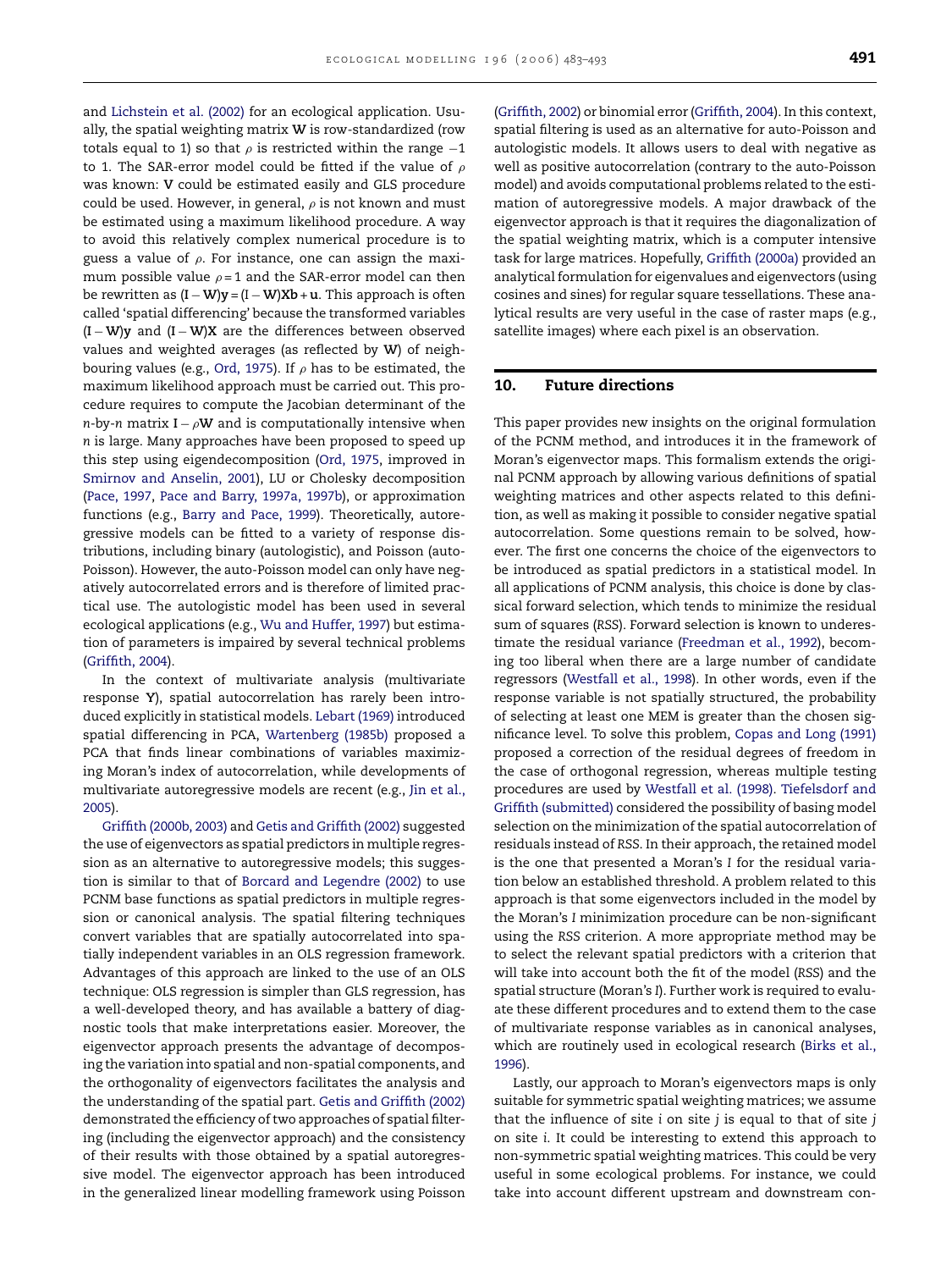and Lichstein et al. (2002) for an ecological application. Usually, the spatial weighting matrix $\mathbf{W}$ is row-standardized (row totals equal to 1) so that $\rho$ is restricted within the range $-1$ to 1. The SAR-error model could be fitted if the value of $\rho$ was known: $\mathbf{V}$ could be estimated easily and GLS procedure could be used. However, in general, $\rho$ is not known and must be estimated using a maximum likelihood procedure. A way to avoid this relatively complex numerical procedure is to guess a value of $\rho$. For instance, one can assign the maximum possible value $\rho = 1$ and the SAR-error model can then be rewritten as $(\mathbf{I} - \mathbf{W})\mathbf{y} = (\mathbf{I} - \mathbf{W})\mathbf{X}\mathbf{b} + \mathbf{u}$. This approach is often called 'spatial differencing' because the transformed variables $(\mathbf{I} - \mathbf{W})\mathbf{y}$ and $(\mathbf{I} - \mathbf{W})\mathbf{X}$ are the differences between observed values and weighted averages (as reflected by $\mathbf{W}$) of neighbouring values (e.g., Ord, 1975). If $\rho$ has to be estimated, the maximum likelihood approach must be carried out. This procedure requires to compute the Jacobian determinant of the $n$-by-$n$ matrix $\mathbf{I} - \rho\mathbf{W}$ and is computationally intensive when $n$ is large. Many approaches have been proposed to speed up this step using eigendecomposition (Ord, 1975, improved in Smirnov and Anselin, 2001), LU or Cholesky decomposition (Pace, 1997, Pace and Barry, 1997a, 1997b), or approximation functions (e.g., Barry and Pace, 1999). Theoretically, autoregressive models can be fitted to a variety of response distributions, including binary (autologistic), and Poisson (auto-Poisson). However, the auto-Poisson model can only have negatively autocorrelated errors and is therefore of limited practical use. The autologistic model has been used in several ecological applications (e.g., Wu and Huffer, 1997) but estimation of parameters is impaired by several technical problems (Griffith, 2004).

In the context of multivariate analysis (multivariate response $\mathbf{Y}$), spatial autocorrelation has rarely been introduced explicitly in statistical models. Lebart (1969) introduced spatial differencing in PCA, Wartenberg (1985b) proposed a PCA that finds linear combinations of variables maximizing Moran's index of autocorrelation, while developments of multivariate autoregressive models are recent (e.g., Jin et al., 2005).

Griffith (2000b, 2003) and Getis and Griffith (2002) suggested the use of eigenvectors as spatial predictors in multiple regression as an alternative to autoregressive models; this suggestion is similar to that of Borcard and Legendre (2002) to use PCNM base functions as spatial predictors in multiple regression or canonical analysis. The spatial filtering techniques convert variables that are spatially autocorrelated into spatially independent variables in an OLS regression framework. Advantages of this approach are linked to the use of an OLS technique: OLS regression is simpler than GLS regression, has a well-developed theory, and has available a battery of diagnostic tools that make interpretations easier. Moreover, the eigenvector approach presents the advantage of decomposing the variation into spatial and non-spatial components, and the orthogonality of eigenvectors facilitates the analysis and the understanding of the spatial part. Getis and Griffith (2002) demonstrated the efficiency of two approaches of spatial filtering (including the eigenvector approach) and the consistency of their results with those obtained by a spatial autoregressive model. The eigenvector approach has been introduced in the generalized linear modelling framework using Poisson (Griffith, 2002) or binomial error (Griffith, 2004). In this context, spatial filtering is used as an alternative for auto-Poisson and autologistic models. It allows users to deal with negative as well as positive autocorrelation (contrary to the auto-Poisson model) and avoids computational problems related to the estimation of autoregressive models. A major drawback of the eigenvector approach is that it requires the diagonalization of the spatial weighting matrix, which is a computer intensive task for large matrices. Hopefully, Griffith (2000a) provided an analytical formulation for eigenvalues and eigenvectors (using cosines and sines) for regular square tessellations. These analytical results are very useful in the case of raster maps (e.g., satellite images) where each pixel is an observation.

## 10. Future directions

This paper provides new insights on the original formulation of the PCNM method, and introduces it in the framework of Moran's eigenvector maps. This formalism extends the original PCNM approach by allowing various definitions of spatial weighting matrices and other aspects related to this definition, as well as making it possible to consider negative spatial autocorrelation. Some questions remain to be solved, however. The first one concerns the choice of the eigenvectors to be introduced as spatial predictors in a statistical model. In all applications of PCNM analysis, this choice is done by classical forward selection, which tends to minimize the residual sum of squares (*RSS*). Forward selection is known to underestimate the residual variance (Freedman et al., 1992), becoming too liberal when there are a large number of candidate regressors (Westfall et al., 1998). In other words, even if the response variable is not spatially structured, the probability of selecting at least one MEM is greater than the chosen significance level. To solve this problem, Copas and Long (1991) proposed a correction of the residual degrees of freedom in the case of orthogonal regression, whereas multiple testing procedures are used by Westfall et al. (1998). Tiefelsdorf and Griffith (submitted) considered the possibility of basing model selection on the minimization of the spatial autocorrelation of residuals instead of *RSS*. In their approach, the retained model is the one that presented a Moran's *I* for the residual variation below an established threshold. A problem related to this approach is that some eigenvectors included in the model by the Moran's *I* minimization procedure can be non-significant using the *RSS* criterion. A more appropriate method may be to select the relevant spatial predictors with a criterion that will take into account both the fit of the model (*RSS*) and the spatial structure (Moran's *I*). Further work is required to evaluate these different procedures and to extend them to the case of multivariate response variables as in canonical analyses, which are routinely used in ecological research (Birks et al., 1996).

Lastly, our approach to Moran's eigenvectors maps is only suitable for symmetric spatial weighting matrices; we assume that the influence of site $i$ on site $j$ is equal to that of site $j$ on site $i$. It could be interesting to extend this approach to non-symmetric spatial weighting matrices. This could be very useful in some ecological problems. For instance, we could take into account different upstream and downstream con-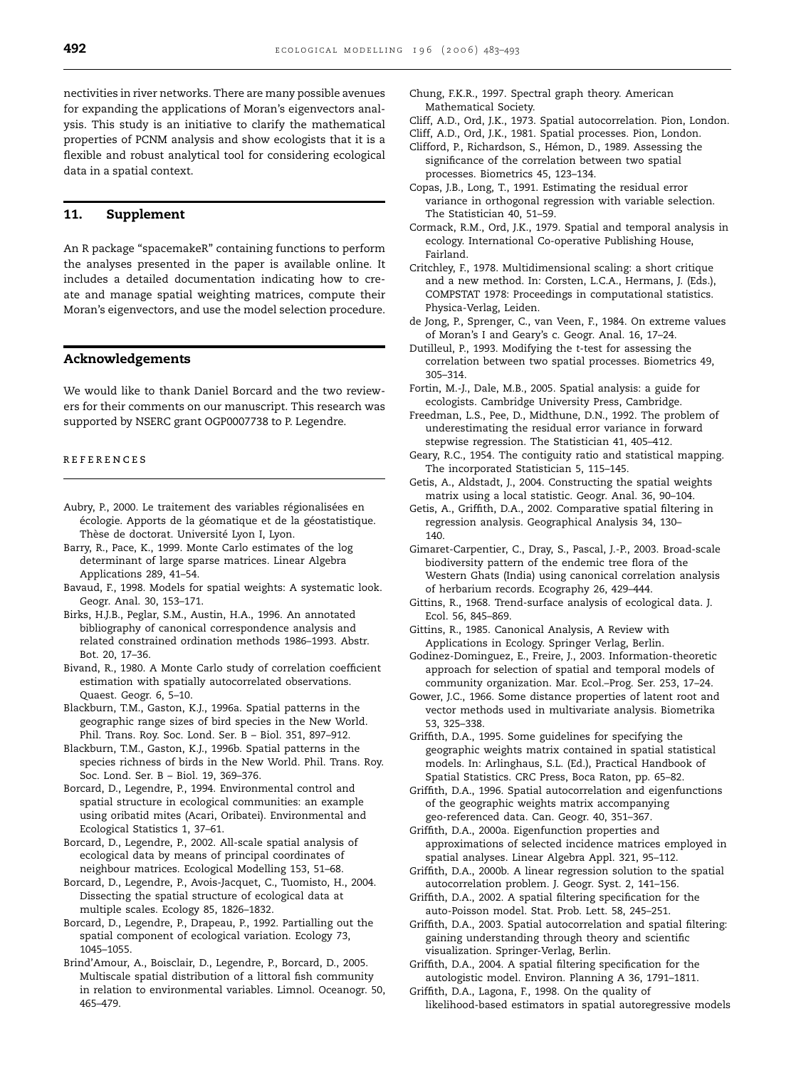nectivities in river networks. There are many possible avenues for expanding the applications of Moran's eigenvectors analysis. This study is an initiative to clarify the mathematical properties of PCNM analysis and show ecologists that it is a flexible and robust analytical tool for considering ecological data in a spatial context.

## 11. Supplement

An R package "spacemakeR" containing functions to perform the analyses presented in the paper is available online. It includes a detailed documentation indicating how to create and manage spatial weighting matrices, compute their Moran's eigenvectors, and use the model selection procedure.

## Acknowledgements

We would like to thank Daniel Borcard and the two reviewers for their comments on our manuscript. This research was supported by NSERC grant OGP0007738 to P. Legendre.

## REFERENCES

Aubry, P., 2000. Le traitement des variables régionalisées en écologie. Apports de la géomatique et de la géostatistique. Thèse de doctorat. Université Lyon I, Lyon.

Barry, R., Pace, K., 1999. Monte Carlo estimates of the log determinant of large sparse matrices. Linear Algebra Applications 289, 41–54.

Bavaud, F., 1998. Models for spatial weights: A systematic look. Geogr. Anal. 30, 153–171.

Birks, H.J.B., Peglar, S.M., Austin, H.A., 1996. An annotated bibliography of canonical correspondence analysis and related constrained ordination methods 1986–1993. Abstr. Bot. 20, 17–36.

Bivand, R., 1980. A Monte Carlo study of correlation coefficient estimation with spatially autocorrelated observations. Quaest. Geogr. 6, 5–10.

Blackburn, T.M., Gaston, K.J., 1996a. Spatial patterns in the geographic range sizes of bird species in the New World. Phil. Trans. Roy. Soc. Lond. Ser. B – Biol. 351, 897–912.

Blackburn, T.M., Gaston, K.J., 1996b. Spatial patterns in the species richness of birds in the New World. Phil. Trans. Roy. Soc. Lond. Ser. B – Biol. 19, 369–376.

Borcard, D., Legendre, P., 1994. Environmental control and spatial structure in ecological communities: an example using oribatid mites (Acari, Oribatei). Environmental and Ecological Statistics 1, 37–61.

Borcard, D., Legendre, P., 2002. All-scale spatial analysis of ecological data by means of principal coordinates of neighbour matrices. Ecological Modelling 153, 51–68.

Borcard, D., Legendre, P., Avois-Jacquet, C., Tuomisto, H., 2004. Dissecting the spatial structure of ecological data at multiple scales. Ecology 85, 1826–1832.

Borcard, D., Legendre, P., Drapeau, P., 1992. Partialling out the spatial component of ecological variation. Ecology 73, 1045–1055.

Brind'Amour, A., Boisclair, D., Legendre, P., Borcard, D., 2005. Multiscale spatial distribution of a littoral fish community in relation to environmental variables. Limnol. Oceanogr. 50, 465–479.

Chung, F.K.R., 1997. Spectral graph theory. American Mathematical Society.

Cliff, A.D., Ord, J.K., 1973. Spatial autocorrelation. Pion, London.

Cliff, A.D., Ord, J.K., 1981. Spatial processes. Pion, London.

Clifford, P., Richardson, S., Hémon, D., 1989. Assessing the significance of the correlation between two spatial processes. Biometrics 45, 123–134.

Copas, J.B., Long, T., 1991. Estimating the residual error variance in orthogonal regression with variable selection. The Statistician 40, 51–59.

Cormack, R.M., Ord, J.K., 1979. Spatial and temporal analysis in ecology. International Co-operative Publishing House, Fairland.

Critchley, F., 1978. Multidimensional scaling: a short critique and a new method. In: Corsten, L.C.A., Hermans, J. (Eds.), COMPSTAT 1978: Proceedings in computational statistics. Physica-Verlag, Leiden.

de Jong, P., Sprenger, C., van Veen, F., 1984. On extreme values of Moran's I and Geary's c. Geogr. Anal. 16, 17–24.

Dutilleul, P., 1993. Modifying the *t*-test for assessing the correlation between two spatial processes. Biometrics 49, 305–314.

Fortin, M.-J., Dale, M.B., 2005. Spatial analysis: a guide for ecologists. Cambridge University Press, Cambridge.

Freedman, L.S., Pee, D., Midthune, D.N., 1992. The problem of underestimating the residual error variance in forward stepwise regression. The Statistician 41, 405–412.

Geary, R.C., 1954. The contiguity ratio and statistical mapping. The incorporated Statistician 5, 115–145.

Getis, A., Aldstadt, J., 2004. Constructing the spatial weights matrix using a local statistic. Geogr. Anal. 36, 90–104.

Getis, A., Griffith, D.A., 2002. Comparative spatial filtering in regression analysis. Geographical Analysis 34, 130–140.

Gimaret-Carpentier, C., Dray, S., Pascal, J.-P., 2003. Broad-scale biodiversity pattern of the endemic tree flora of the Western Ghats (India) using canonical correlation analysis of herbarium records. Ecography 26, 429–444.

Gittins, R., 1968. Trend-surface analysis of ecological data. J. Ecol. 56, 845–869.

Gittins, R., 1985. Canonical Analysis, A Review with Applications in Ecology. Springer Verlag, Berlin.

Godinez-Dominguez, E., Freire, J., 2003. Information-theoretic approach for selection of spatial and temporal models of community organization. Mar. Ecol.–Prog. Ser. 253, 17–24.

Gower, J.C., 1966. Some distance properties of latent root and vector methods used in multivariate analysis. Biometrika 53, 325–338.

Griffith, D.A., 1995. Some guidelines for specifying the geographic weights matrix contained in spatial statistical models. In: Arlinghaus, S.L. (Ed.), Practical Handbook of Spatial Statistics. CRC Press, Boca Raton, pp. 65–82.

Griffith, D.A., 1996. Spatial autocorrelation and eigenfunctions of the geographic weights matrix accompanying geo-referenced data. Can. Geogr. 40, 351–367.

Griffith, D.A., 2000a. Eigenfunction properties and approximations of selected incidence matrices employed in spatial analyses. Linear Algebra Appl. 321, 95–112.

Griffith, D.A., 2000b. A linear regression solution to the spatial autocorrelation problem. J. Geogr. Syst. 2, 141–156.

Griffith, D.A., 2002. A spatial filtering specification for the auto-Poisson model. Stat. Prob. Lett. 58, 245–251.

Griffith, D.A., 2003. Spatial autocorrelation and spatial filtering: gaining understanding through theory and scientific visualization. Springer-Verlag, Berlin.

Griffith, D.A., 2004. A spatial filtering specification for the autologistic model. Environ. Planning A 36, 1791–1811.

Griffith, D.A., Lagona, F., 1998. On the quality of likelihood-based estimators in spatial autoregressive models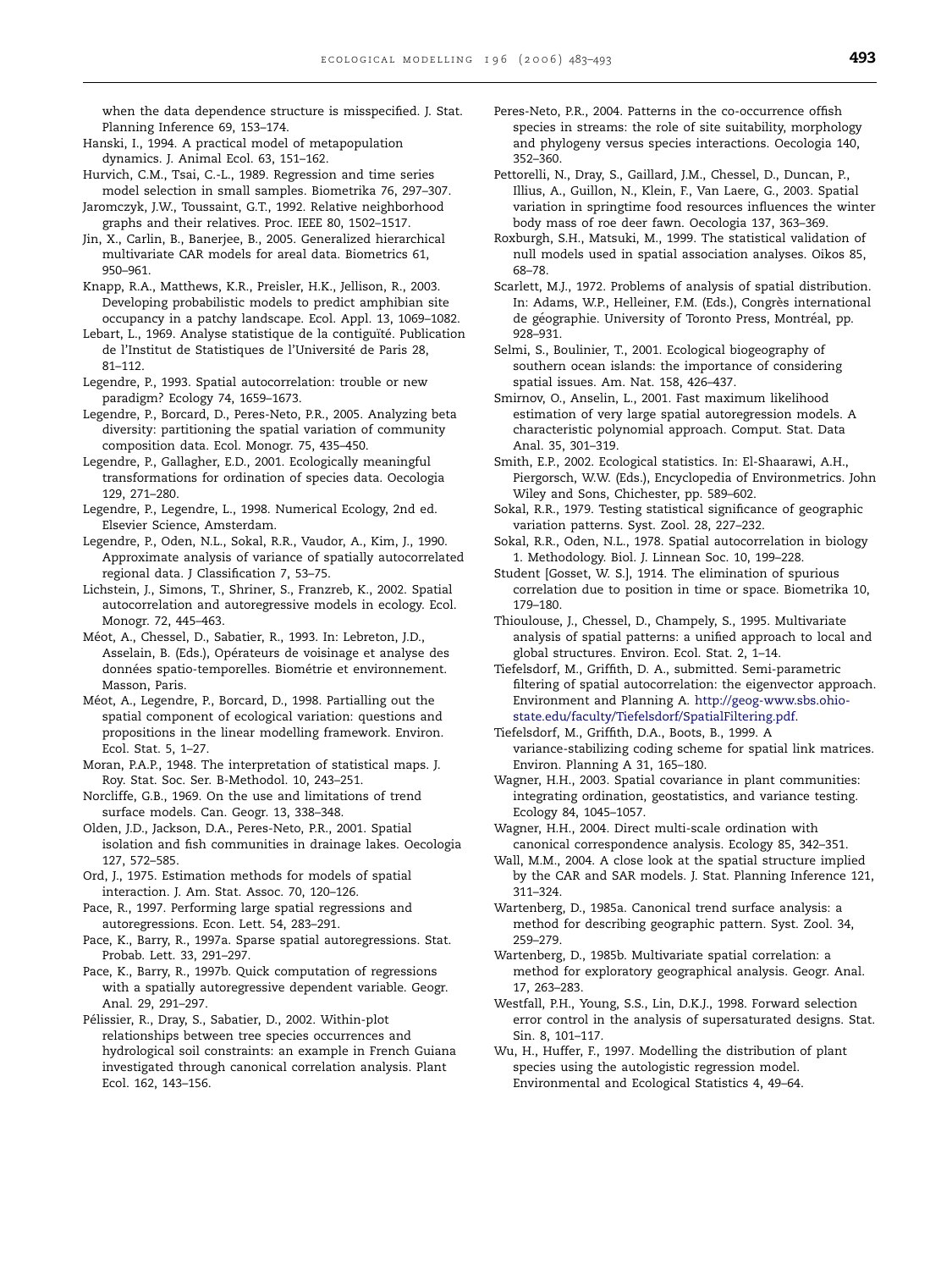when the data dependence structure is misspecified. J. Stat. Planning Inference 69, 153–174.

Hanski, I., 1994. A practical model of metapopulation dynamics. J. Animal Ecol. 63, 151–162.

Hurvich, C.M., Tsai, C.-L., 1989. Regression and time series model selection in small samples. Biometrika 76, 297–307.

Jaromczyk, J.W., Toussaint, G.T., 1992. Relative neighborhood graphs and their relatives. Proc. IEEE 80, 1502–1517.

Jin, X., Carlin, B., Banerjee, B., 2005. Generalized hierarchical multivariate CAR models for areal data. Biometrics 61, 950–961.

Knapp, R.A., Matthews, K.R., Preisler, H.K., Jellison, R., 2003. Developing probabilistic models to predict amphibian site occupancy in a patchy landscape. Ecol. Appl. 13, 1069–1082.

Lebart, L., 1969. Analyse statistique de la contiguïté. Publication de l'Institut de Statistiques de l'Université de Paris 28, 81–112.

Legendre, P., 1993. Spatial autocorrelation: trouble or new paradigm? Ecology 74, 1659–1673.

Legendre, P., Borcard, D., Peres-Neto, P.R., 2005. Analyzing beta diversity: partitioning the spatial variation of community composition data. Ecol. Monogr. 75, 435–450.

Legendre, P., Gallagher, E.D., 2001. Ecologically meaningful transformations for ordination of species data. Oecologia 129, 271–280.

Legendre, P., Legendre, L., 1998. Numerical Ecology, 2nd ed. Elsevier Science, Amsterdam.

Legendre, P., Oden, N.L., Sokal, R.R., Vaudor, A., Kim, J., 1990. Approximate analysis of variance of spatially autocorrelated regional data. J Classification 7, 53–75.

Lichstein, J., Simons, T., Shriner, S., Franzreb, K., 2002. Spatial autocorrelation and autoregressive models in ecology. Ecol. Monogr. 72, 445–463.

Méot, A., Chessel, D., Sabatier, R., 1993. In: Lebreton, J.D., Asselain, B. (Eds.), Opérateurs de voisinage et analyse des données spatio-temporelles. Biométrie et environnement. Masson, Paris.

Méot, A., Legendre, P., Borcard, D., 1998. Partialling out the spatial component of ecological variation: questions and propositions in the linear modelling framework. Environ. Ecol. Stat. 5, 1–27.

Moran, P.A.P., 1948. The interpretation of statistical maps. J. Roy. Stat. Soc. Ser. B-Methodol. 10, 243–251.

Norcliffe, G.B., 1969. On the use and limitations of trend surface models. Can. Geogr. 13, 338–348.

Olden, J.D., Jackson, D.A., Peres-Neto, P.R., 2001. Spatial isolation and fish communities in drainage lakes. Oecologia 127, 572–585.

Ord, J., 1975. Estimation methods for models of spatial interaction. J. Am. Stat. Assoc. 70, 120–126.

Pace, R., 1997. Performing large spatial regressions and autoregressions. Econ. Lett. 54, 283–291.

Pace, K., Barry, R., 1997a. Sparse spatial autoregressions. Stat. Probab. Lett. 33, 291–297.

Pace, K., Barry, R., 1997b. Quick computation of regressions with a spatially autoregressive dependent variable. Geogr. Anal. 29, 291–297.

Pélissier, R., Dray, S., Sabatier, D., 2002. Within-plot relationships between tree species occurrences and hydrological soil constraints: an example in French Guiana investigated through canonical correlation analysis. Plant Ecol. 162, 143–156.

Peres-Neto, P.R., 2004. Patterns in the co-occurrence offish species in streams: the role of site suitability, morphology and phylogeny versus species interactions. Oecologia 140, 352–360.

Pettorelli, N., Dray, S., Gaillard, J.M., Chessel, D., Duncan, P., Illius, A., Guillon, N., Klein, F., Van Laere, G., 2003. Spatial variation in springtime food resources influences the winter body mass of roe deer fawn. Oecologia 137, 363–369.

Roxburgh, S.H., Matsuki, M., 1999. The statistical validation of null models used in spatial association analyses. Oikos 85, 68–78.

Scarlett, M.J., 1972. Problems of analysis of spatial distribution. In: Adams, W.P., Helleiner, F.M. (Eds.), Congrès international de géographie. University of Toronto Press, Montréal, pp. 928–931.

Selmi, S., Boulinier, T., 2001. Ecological biogeography of southern ocean islands: the importance of considering spatial issues. Am. Nat. 158, 426–437.

Smirnov, O., Anselin, L., 2001. Fast maximum likelihood estimation of very large spatial autoregression models. A characteristic polynomial approach. Comput. Stat. Data Anal. 35, 301–319.

Smith, E.P., 2002. Ecological statistics. In: El-Shaarawi, A.H., Piergorsch, W.W. (Eds.), Encyclopedia of Environmetrics. John Wiley and Sons, Chichester, pp. 589–602.

Sokal, R.R., 1979. Testing statistical significance of geographic variation patterns. Syst. Zool. 28, 227–232.

Sokal, R.R., Oden, N.L., 1978. Spatial autocorrelation in biology 1. Methodology. Biol. J. Linnean Soc. 10, 199–228.

Student [Gosset, W. S.], 1914. The elimination of spurious correlation due to position in time or space. Biometrika 10, 179–180.

Thioulouse, J., Chessel, D., Champely, S., 1995. Multivariate analysis of spatial patterns: a unified approach to local and global structures. Environ. Ecol. Stat. 2, 1–14.

Tiefelsdorf, M., Griffith, D. A., submitted. Semi-parametric filtering of spatial autocorrelation: the eigenvector approach. Environment and Planning A. http://geog-www.sbs.ohio-state.edu/faculty/Tiefelsdorf/SpatialFiltering.pdf.

Tiefelsdorf, M., Griffith, D.A., Boots, B., 1999. A variance-stabilizing coding scheme for spatial link matrices. Environ. Planning A 31, 165–180.

Wagner, H.H., 2003. Spatial covariance in plant communities: integrating ordination, geostatistics, and variance testing. Ecology 84, 1045–1057.

Wagner, H.H., 2004. Direct multi-scale ordination with canonical correspondence analysis. Ecology 85, 342–351.

Wall, M.M., 2004. A close look at the spatial structure implied by the CAR and SAR models. J. Stat. Planning Inference 121, 311–324.

Wartenberg, D., 1985a. Canonical trend surface analysis: a method for describing geographic pattern. Syst. Zool. 34, 259–279.

Wartenberg, D., 1985b. Multivariate spatial correlation: a method for exploratory geographical analysis. Geogr. Anal. 17, 263–283.

Westfall, P.H., Young, S.S., Lin, D.K.J., 1998. Forward selection error control in the analysis of supersaturated designs. Stat. Sin. 8, 101–117.

Wu, H., Huffer, F., 1997. Modelling the distribution of plant species using the autologistic regression model. Environmental and Ecological Statistics 4, 49–64.